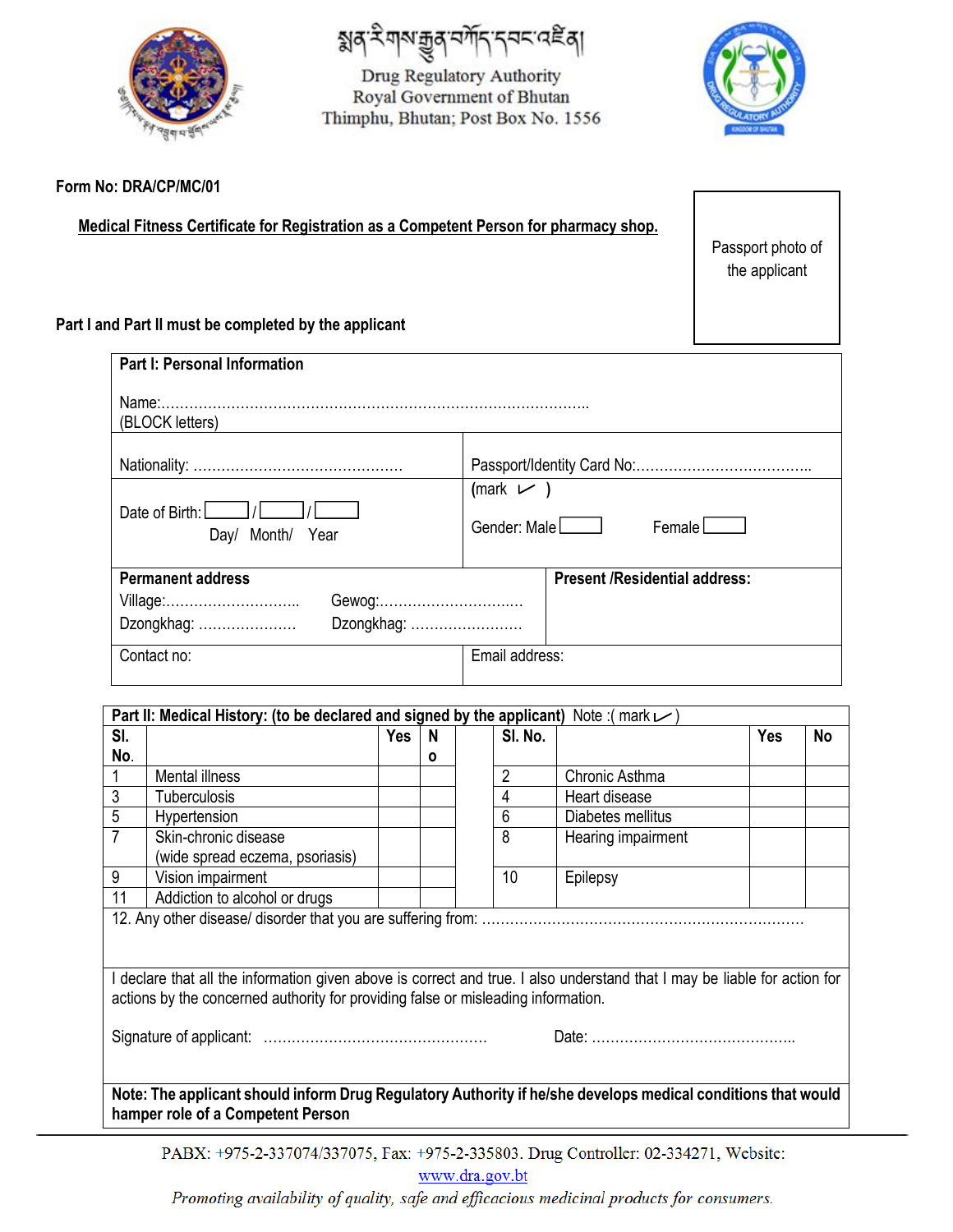སྨན་རིགས་རྒྱུན་སྐྱོང་དབང་འཛིན།

Drug Regulatory Authority
Royal Government of Bhutan
Thimphu, Bhutan; Post Box No. 1556

**Form No: DRA/CP/MC/01**

## Medical Fitness Certificate for Registration as a Competent Person for pharmacy shop.

Passport photo of the applicant

**Part I and Part II must be completed by the applicant**

**Part I: Personal Information**

Name:……………………………………………………………………………….
(BLOCK letters)

| | |
|---|---|
| Nationality: ……………………………………… | Passport/Identity Card No:……………………………… |
| Date of Birth: ☐ / ☐ / ☐ Day/ Month/ Year | (mark ✓ ) Gender: Male ☐ Female ☐ |
| **Permanent address** Village:……………………… Gewog:………………………… Dzongkhag: ………………… Dzongkhag: …………………… | **Present /Residential address:** |
| Contact no: | Email address: |

**Part II: Medical History: (to be declared and signed by the applicant)** Note :( mark ✓ )

| Sl. No. | | Yes | No | Sl. No. | | Yes | No |
|---|---|---|---|---|---|---|---|
| 1 | Mental illness | | | 2 | Chronic Asthma | | |
| 3 | Tuberculosis | | | 4 | Heart disease | | |
| 5 | Hypertension | | | 6 | Diabetes mellitus | | |
| 7 | Skin-chronic disease (wide spread eczema, psoriasis) | | | 8 | Hearing impairment | | |
| 9 | Vision impairment | | | 10 | Epilepsy | | |
| 11 | Addiction to alcohol or drugs | | | | | | |

12. Any other disease/ disorder that you are suffering from: ……………………………………………………………

I declare that all the information given above is correct and true. I also understand that I may be liable for action for actions by the concerned authority for providing false or misleading information.

Signature of applicant: ……………………………………………… Date: ………………………………………..

**Note: The applicant should inform Drug Regulatory Authority if he/she develops medical conditions that would hamper role of a Competent Person**

PABX: +975-2-337074/337075, Fax: +975-2-335803. Drug Controller: 02-334271, Website: www.dra.gov.bt

*Promoting availability of quality, safe and efficacious medicinal products for consumers.*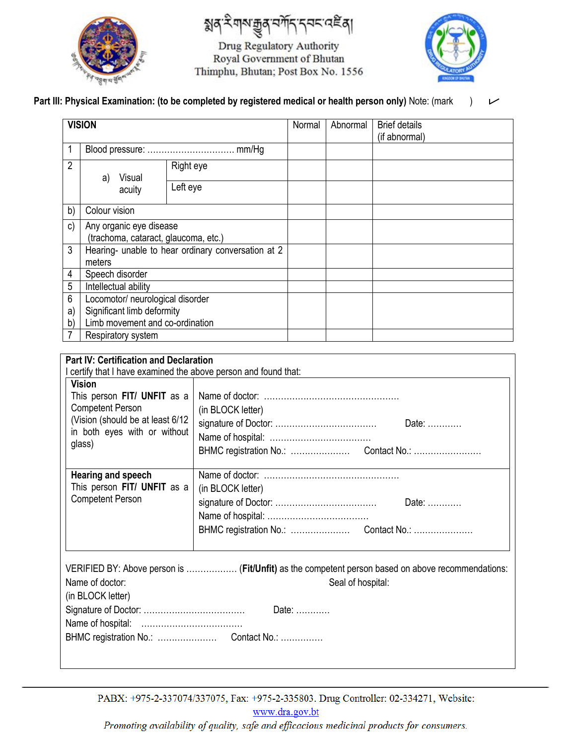སྨན་རིགས་རྒྱུན་བཀོད་དབང་འཛིན།

Drug Regulatory Authority
Royal Government of Bhutan
Thimphu, Bhutan; Post Box No. 1556

**Part III: Physical Examination: (to be completed by registered medical or health person only)** Note: (mark ✓)

| **VISION** | | | Normal | Abnormal | Brief details (if abnormal) |
|---|---|---|---|---|---|
| 1 | Blood pressure: ............................... mm/Hg | | | | |
| 2 | a) Visual acuity | Right eye | | | |
| | | Left eye | | | |
| b) | Colour vision | | | | |
| c) | Any organic eye disease (trachoma, cataract, glaucoma, etc.) | | | | |
| 3 | Hearing- unable to hear ordinary conversation at 2 meters | | | | |
| 4 | Speech disorder | | | | |
| 5 | Intellectual ability | | | | |
| 6 | Locomotor/ neurological disorder | | | | |
| a) | Significant limb deformity | | | | |
| b) | Limb movement and co-ordination | | | | |
| 7 | Respiratory system | | | | |

**Part IV: Certification and Declaration**

I certify that I have examined the above person and found that:

| | |
|---|---|
| **Vision**<br>This person **FIT/ UNFIT** as a Competent Person<br>(Vision (should be at least 6/12 in both eyes with or without glass) | Name of doctor: ................................................<br>(in BLOCK letter)<br>signature of Doctor: .................................... Date: ............<br>Name of hospital: ....................................<br>BHMC registration No.: ..................... Contact No.: ........................ |
| **Hearing and speech**<br>This person **FIT/ UNFIT** as a Competent Person | Name of doctor: ................................................<br>(in BLOCK letter)<br>signature of Doctor: .................................... Date: ............<br>Name of hospital: ....................................<br>BHMC registration No.: ..................... Contact No.: ..................... |

VERIFIED BY: Above person is .................. **(Fit/Unfit)** as the competent person based on above recommendations:

Name of doctor: Seal of hospital:

(in BLOCK letter)

Signature of Doctor: .................................... Date: ............

Name of hospital: ....................................

BHMC registration No.: ..................... Contact No.: ...............

PABX: +975-2-337074/337075, Fax: +975-2-335803. Drug Controller: 02-334271, Website: www.dra.gov.bt

*Promoting availability of quality, safe and efficacious medicinal products for consumers.*